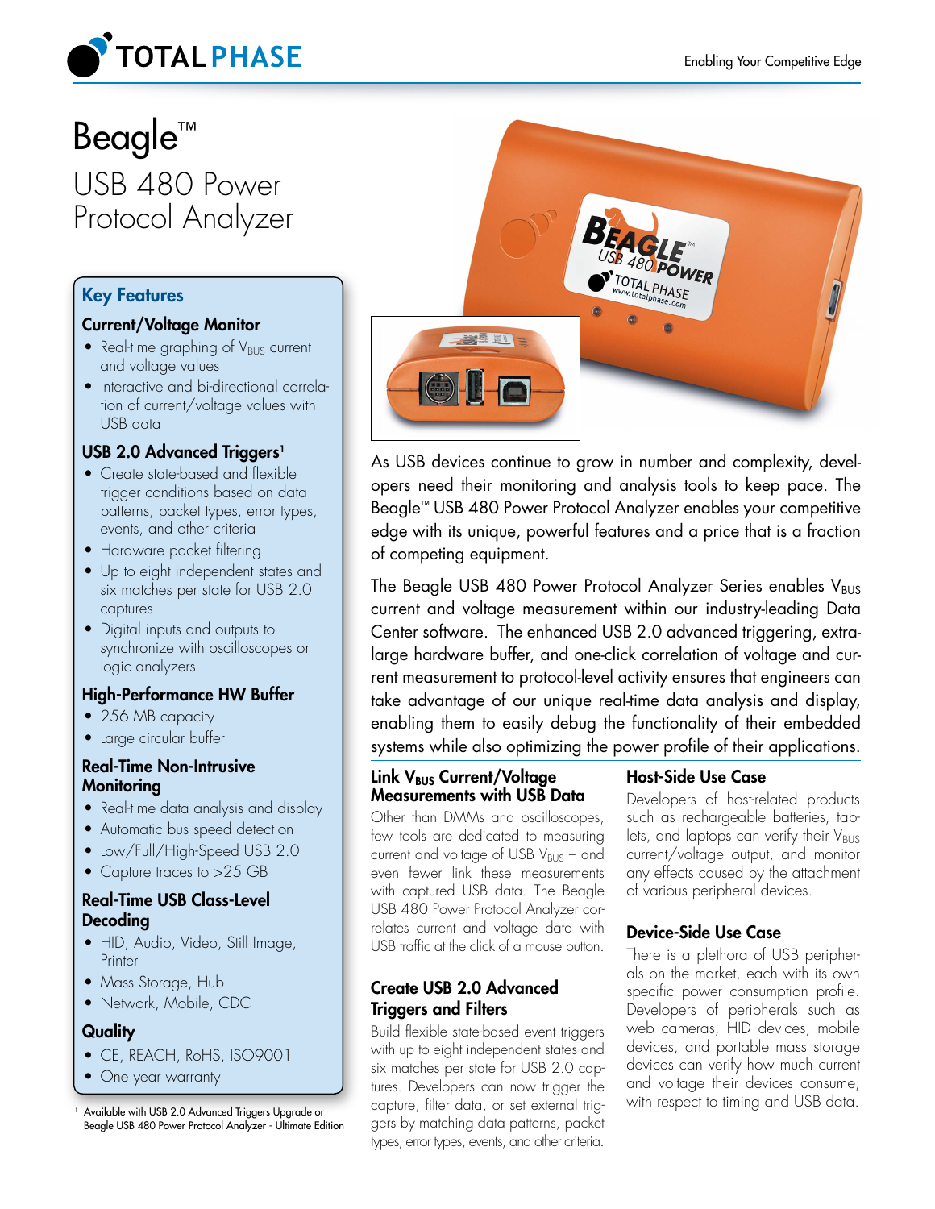# Beagle™

## USB 480 Power Protocol Analyzer

### Key Features

**Current/Voltage Monitor**

- Real-time graphing of $V_{BUS}$ current and voltage values
- Interactive and bi-directional correlation of current/voltage values with USB data

**USB 2.0 Advanced Triggers[1]**

- Create state-based and flexible trigger conditions based on data patterns, packet types, error types, events, and other criteria
- Hardware packet filtering
- Up to eight independent states and six matches per state for USB 2.0 captures
- Digital inputs and outputs to synchronize with oscilloscopes or logic analyzers

**High-Performance HW Buffer**

- 256 MB capacity
- Large circular buffer

**Real-Time Non-Intrusive Monitoring**

- Real-time data analysis and display
- Automatic bus speed detection
- Low/Full/High-Speed USB 2.0
- Capture traces to >25 GB

**Real-Time USB Class-Level Decoding**

- HID, Audio, Video, Still Image, Printer
- Mass Storage, Hub
- Network, Mobile, CDC

**Quality**

- CE, REACH, RoHS, ISO9001
- One year warranty

[1] Available with USB 2.0 Advanced Triggers Upgrade or Beagle USB 480 Power Protocol Analyzer - Ultimate Edition

As USB devices continue to grow in number and complexity, developers need their monitoring and analysis tools to keep pace. The Beagle™ USB 480 Power Protocol Analyzer enables your competitive edge with its unique, powerful features and a price that is a fraction of competing equipment.

The Beagle USB 480 Power Protocol Analyzer Series enables $V_{BUS}$ current and voltage measurement within our industry-leading Data Center software. The enhanced USB 2.0 advanced triggering, extra-large hardware buffer, and one-click correlation of voltage and current measurement to protocol-level activity ensures that engineers can take advantage of our unique real-time data analysis and display, enabling them to easily debug the functionality of their embedded systems while also optimizing the power profile of their applications.

### Link $V_{BUS}$ Current/Voltage Measurements with USB Data

Other than DMMs and oscilloscopes, few tools are dedicated to measuring current and voltage of USB $V_{BUS}$ – and even fewer link these measurements with captured USB data. The Beagle USB 480 Power Protocol Analyzer correlates current and voltage data with USB traffic at the click of a mouse button.

### Create USB 2.0 Advanced Triggers and Filters

Build flexible state-based event triggers with up to eight independent states and six matches per state for USB 2.0 captures. Developers can now trigger the capture, filter data, or set external triggers by matching data patterns, packet types, error types, events, and other criteria.

### Host-Side Use Case

Developers of host-related products such as rechargeable batteries, tablets, and laptops can verify their $V_{BUS}$ current/voltage output, and monitor any effects caused by the attachment of various peripheral devices.

### Device-Side Use Case

There is a plethora of USB peripherals on the market, each with its own specific power consumption profile. Developers of peripherals such as web cameras, HID devices, mobile devices, and portable mass storage devices can verify how much current and voltage their devices consume, with respect to timing and USB data.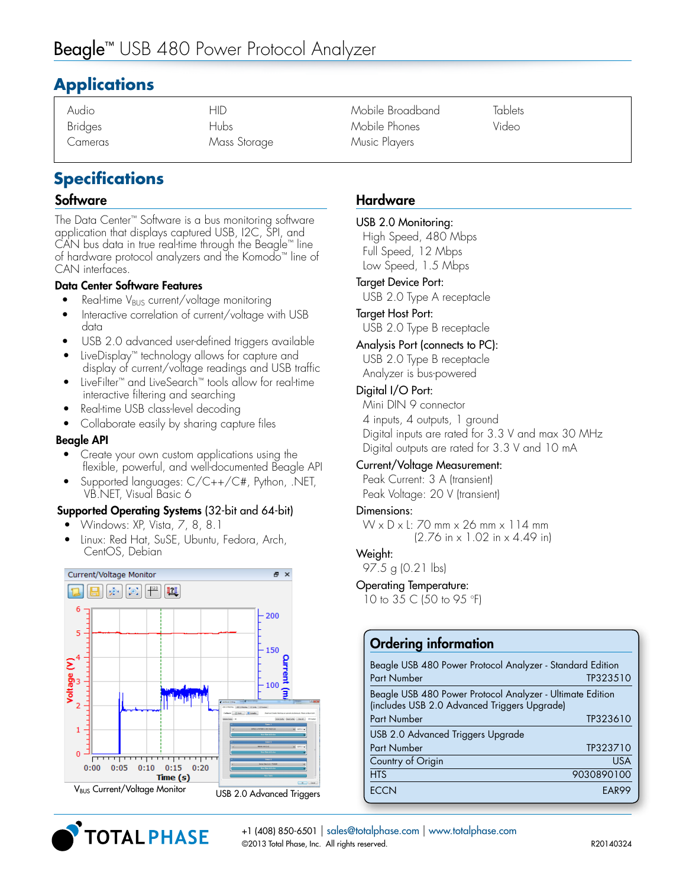# Beagle™ USB 480 Power Protocol Analyzer

## Applications

| | | | |
|---|---|---|---|
| Audio | HID | Mobile Broadband | Tablets |
| Bridges | Hubs | Mobile Phones | Video |
| Cameras | Mass Storage | Music Players | |

## Specifications

### Software

The Data Center™ Software is a bus monitoring software application that displays captured USB, I2C, SPI, and CAN bus data in true real-time through the Beagle™ line of hardware protocol analyzers and the Komodo™ line of CAN interfaces.

**Data Center Software Features**

- Real-time $V_{BUS}$ current/voltage monitoring
- Interactive correlation of current/voltage with USB data
- USB 2.0 advanced user-defined triggers available
- LiveDisplay™ technology allows for capture and display of current/voltage readings and USB traffic
- LiveFilter™ and LiveSearch™ tools allow for real-time interactive filtering and searching
- Real-time USB class-level decoding
- Collaborate easily by sharing capture files

**Beagle API**

- Create your own custom applications using the flexible, powerful, and well-documented Beagle API
- Supported languages: C/C++/C#, Python, .NET, VB.NET, Visual Basic 6

**Supported Operating Systems** (32-bit and 64-bit)

- Windows: XP, Vista, 7, 8, 8.1
- Linux: Red Hat, SuSE, Ubuntu, Fedora, Arch, CentOS, Debian

Current/Voltage Monitor

Voltage (V)
6
5
4
3
2
1
0
Current (mA)
200
150
100
0:00 0:05 0:10 0:15 0:20
Time (s)

$V_{BUS}$ Current/Voltage Monitor

USB 2.0 Advanced Triggers

### Hardware

USB 2.0 Monitoring:
- High Speed, 480 Mbps
- Full Speed, 12 Mbps
- Low Speed, 1.5 Mbps

Target Device Port:
- USB 2.0 Type A receptacle

Target Host Port:
- USB 2.0 Type B receptacle

Analysis Port (connects to PC):
- USB 2.0 Type B receptacle
- Analyzer is bus-powered

Digital I/O Port:
- Mini DIN 9 connector
- 4 inputs, 4 outputs, 1 ground
- Digital inputs are rated for 3.3 V and max 30 MHz
- Digital outputs are rated for 3.3 V and 10 mA

Current/Voltage Measurement:
- Peak Current: 3 A (transient)
- Peak Voltage: 20 V (transient)

Dimensions:
- W x D x L: 70 mm x 26 mm x 114 mm (2.76 in x 1.02 in x 4.49 in)

Weight:
- 97.5 g (0.21 lbs)

Operating Temperature:
- 10 to 35 C (50 to 95 °F)

### Ordering information

| | |
|---|---|
| Beagle USB 480 Power Protocol Analyzer - Standard Edition | |
| Part Number | TP323510 |
| Beagle USB 480 Power Protocol Analyzer - Ultimate Edition (includes USB 2.0 Advanced Triggers Upgrade) | |
| Part Number | TP323610 |
| USB 2.0 Advanced Triggers Upgrade | |
| Part Number | TP323710 |
| Country of Origin | USA |
| HTS | 9030890100 |
| ECCN | EAR99 |

TOTAL PHASE

+1 (408) 850-6501 | sales@totalphase.com | www.totalphase.com

©2013 Total Phase, Inc. All rights reserved.

R20140324